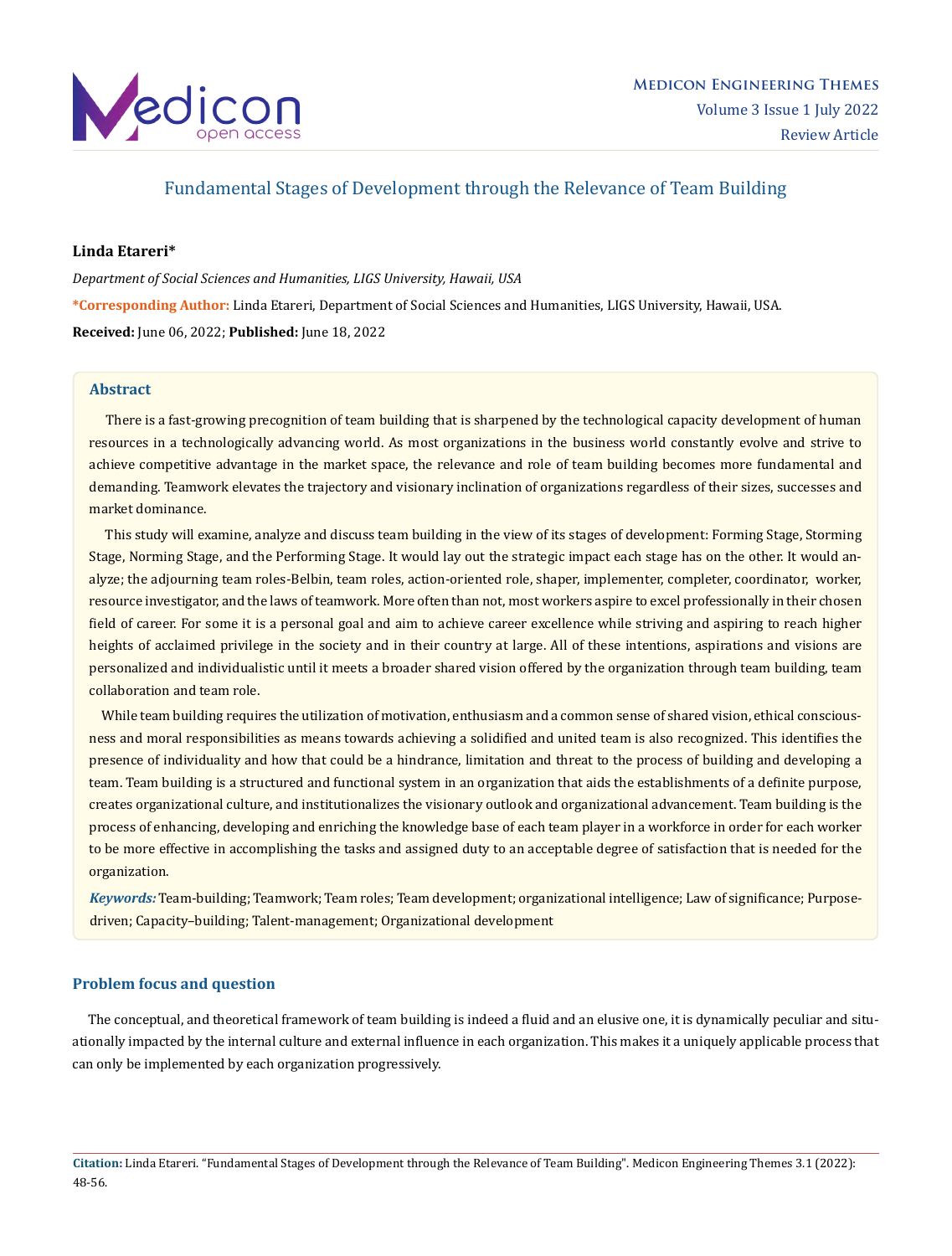# Fundamental Stages of Development through the Relevance of Team Building

**Linda Etareri***

*Department of Social Sciences and Humanities, LIGS University, Hawaii, USA*

***Corresponding Author:** Linda Etareri, Department of Social Sciences and Humanities, LIGS University, Hawaii, USA.

**Received:** June 06, 2022; **Published:** June 18, 2022

## Abstract

There is a fast-growing precognition of team building that is sharpened by the technological capacity development of human resources in a technologically advancing world. As most organizations in the business world constantly evolve and strive to achieve competitive advantage in the market space, the relevance and role of team building becomes more fundamental and demanding. Teamwork elevates the trajectory and visionary inclination of organizations regardless of their sizes, successes and market dominance.

This study will examine, analyze and discuss team building in the view of its stages of development: Forming Stage, Storming Stage, Norming Stage, and the Performing Stage. It would lay out the strategic impact each stage has on the other. It would analyze; the adjourning team roles-Belbin, team roles, action-oriented role, shaper, implementer, completer, coordinator, worker, resource investigator, and the laws of teamwork. More often than not, most workers aspire to excel professionally in their chosen field of career. For some it is a personal goal and aim to achieve career excellence while striving and aspiring to reach higher heights of acclaimed privilege in the society and in their country at large. All of these intentions, aspirations and visions are personalized and individualistic until it meets a broader shared vision offered by the organization through team building, team collaboration and team role.

While team building requires the utilization of motivation, enthusiasm and a common sense of shared vision, ethical consciousness and moral responsibilities as means towards achieving a solidified and united team is also recognized. This identifies the presence of individuality and how that could be a hindrance, limitation and threat to the process of building and developing a team. Team building is a structured and functional system in an organization that aids the establishments of a definite purpose, creates organizational culture, and institutionalizes the visionary outlook and organizational advancement. Team building is the process of enhancing, developing and enriching the knowledge base of each team player in a workforce in order for each worker to be more effective in accomplishing the tasks and assigned duty to an acceptable degree of satisfaction that is needed for the organization.

***Keywords:*** Team-building; Teamwork; Team roles; Team development; organizational intelligence; Law of significance; Purpose-driven; Capacity–building; Talent-management; Organizational development

## Problem focus and question

The conceptual, and theoretical framework of team building is indeed a fluid and an elusive one, it is dynamically peculiar and situationally impacted by the internal culture and external influence in each organization. This makes it a uniquely applicable process that can only be implemented by each organization progressively.

**Citation:** Linda Etareri. "Fundamental Stages of Development through the Relevance of Team Building". Medicon Engineering Themes 3.1 (2022): 48-56.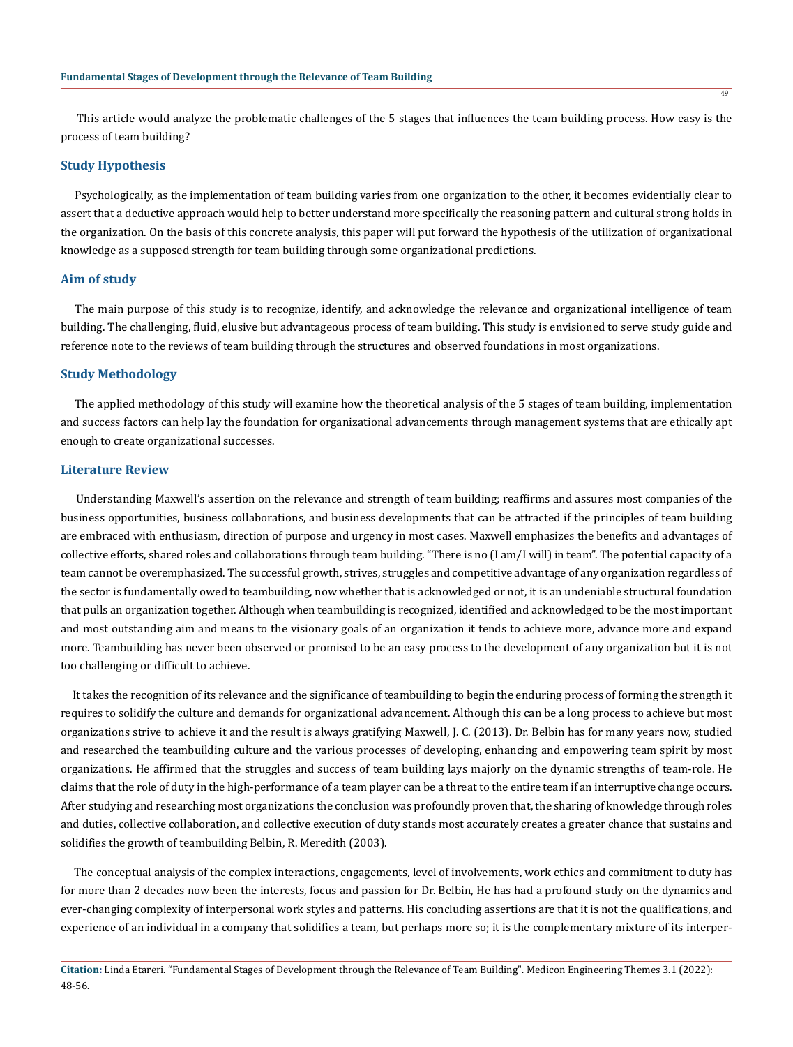This article would analyze the problematic challenges of the 5 stages that influences the team building process. How easy is the process of team building?

## Study Hypothesis

Psychologically, as the implementation of team building varies from one organization to the other, it becomes evidentially clear to assert that a deductive approach would help to better understand more specifically the reasoning pattern and cultural strong holds in the organization. On the basis of this concrete analysis, this paper will put forward the hypothesis of the utilization of organizational knowledge as a supposed strength for team building through some organizational predictions.

## Aim of study

The main purpose of this study is to recognize, identify, and acknowledge the relevance and organizational intelligence of team building. The challenging, fluid, elusive but advantageous process of team building. This study is envisioned to serve study guide and reference note to the reviews of team building through the structures and observed foundations in most organizations.

## Study Methodology

The applied methodology of this study will examine how the theoretical analysis of the 5 stages of team building, implementation and success factors can help lay the foundation for organizational advancements through management systems that are ethically apt enough to create organizational successes.

## Literature Review

Understanding Maxwell's assertion on the relevance and strength of team building; reaffirms and assures most companies of the business opportunities, business collaborations, and business developments that can be attracted if the principles of team building are embraced with enthusiasm, direction of purpose and urgency in most cases. Maxwell emphasizes the benefits and advantages of collective efforts, shared roles and collaborations through team building. "There is no (I am/I will) in team". The potential capacity of a team cannot be overemphasized. The successful growth, strives, struggles and competitive advantage of any organization regardless of the sector is fundamentally owed to teambuilding, now whether that is acknowledged or not, it is an undeniable structural foundation that pulls an organization together. Although when teambuilding is recognized, identified and acknowledged to be the most important and most outstanding aim and means to the visionary goals of an organization it tends to achieve more, advance more and expand more. Teambuilding has never been observed or promised to be an easy process to the development of any organization but it is not too challenging or difficult to achieve.

It takes the recognition of its relevance and the significance of teambuilding to begin the enduring process of forming the strength it requires to solidify the culture and demands for organizational advancement. Although this can be a long process to achieve but most organizations strive to achieve it and the result is always gratifying Maxwell, J. C. (2013). Dr. Belbin has for many years now, studied and researched the teambuilding culture and the various processes of developing, enhancing and empowering team spirit by most organizations. He affirmed that the struggles and success of team building lays majorly on the dynamic strengths of team-role. He claims that the role of duty in the high-performance of a team player can be a threat to the entire team if an interruptive change occurs. After studying and researching most organizations the conclusion was profoundly proven that, the sharing of knowledge through roles and duties, collective collaboration, and collective execution of duty stands most accurately creates a greater chance that sustains and solidifies the growth of teambuilding Belbin, R. Meredith (2003).

The conceptual analysis of the complex interactions, engagements, level of involvements, work ethics and commitment to duty has for more than 2 decades now been the interests, focus and passion for Dr. Belbin, He has had a profound study on the dynamics and ever-changing complexity of interpersonal work styles and patterns. His concluding assertions are that it is not the qualifications, and experience of an individual in a company that solidifies a team, but perhaps more so; it is the complementary mixture of its interper-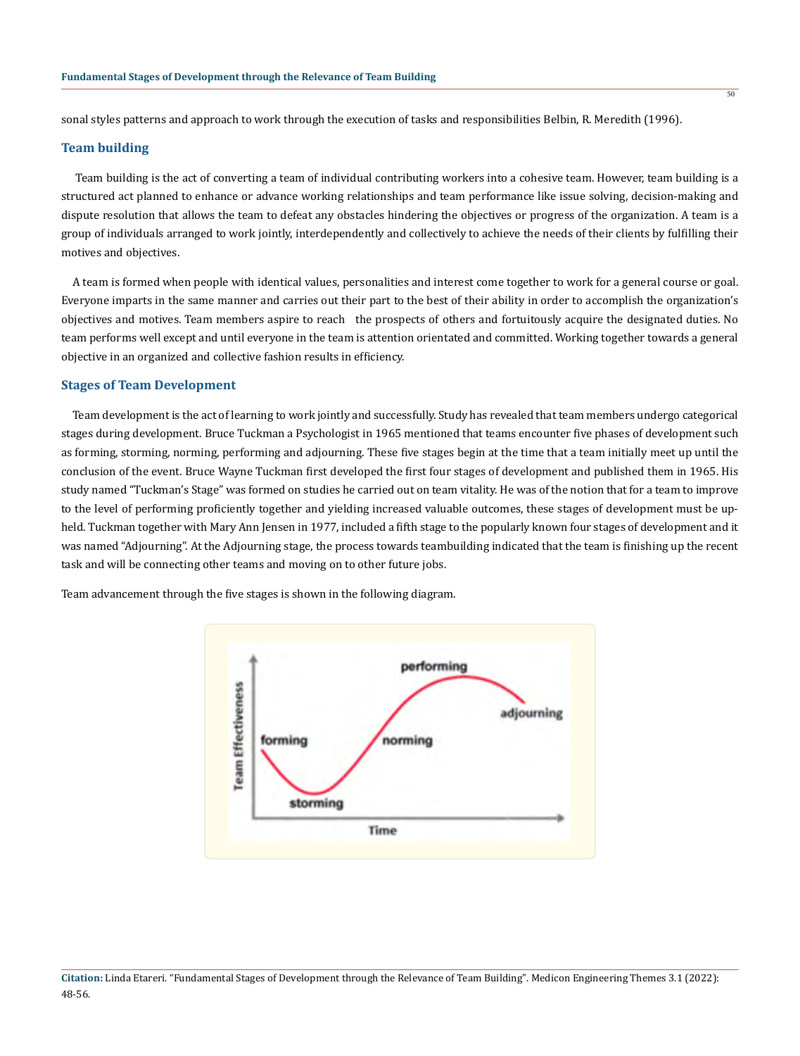sonal styles patterns and approach to work through the execution of tasks and responsibilities Belbin, R. Meredith (1996).

## Team building

Team building is the act of converting a team of individual contributing workers into a cohesive team. However, team building is a structured act planned to enhance or advance working relationships and team performance like issue solving, decision-making and dispute resolution that allows the team to defeat any obstacles hindering the objectives or progress of the organization. A team is a group of individuals arranged to work jointly, interdependently and collectively to achieve the needs of their clients by fulfilling their motives and objectives.

A team is formed when people with identical values, personalities and interest come together to work for a general course or goal. Everyone imparts in the same manner and carries out their part to the best of their ability in order to accomplish the organization's objectives and motives. Team members aspire to reach the prospects of others and fortuitously acquire the designated duties. No team performs well except and until everyone in the team is attention orientated and committed. Working together towards a general objective in an organized and collective fashion results in efficiency.

## Stages of Team Development

Team development is the act of learning to work jointly and successfully. Study has revealed that team members undergo categorical stages during development. Bruce Tuckman a Psychologist in 1965 mentioned that teams encounter five phases of development such as forming, storming, norming, performing and adjourning. These five stages begin at the time that a team initially meet up until the conclusion of the event. Bruce Wayne Tuckman first developed the first four stages of development and published them in 1965. His study named "Tuckman's Stage" was formed on studies he carried out on team vitality. He was of the notion that for a team to improve to the level of performing proficiently together and yielding increased valuable outcomes, these stages of development must be upheld. Tuckman together with Mary Ann Jensen in 1977, included a fifth stage to the popularly known four stages of development and it was named "Adjourning". At the Adjourning stage, the process towards teambuilding indicated that the team is finishing up the recent task and will be connecting other teams and moving on to other future jobs.

Team advancement through the five stages is shown in the following diagram.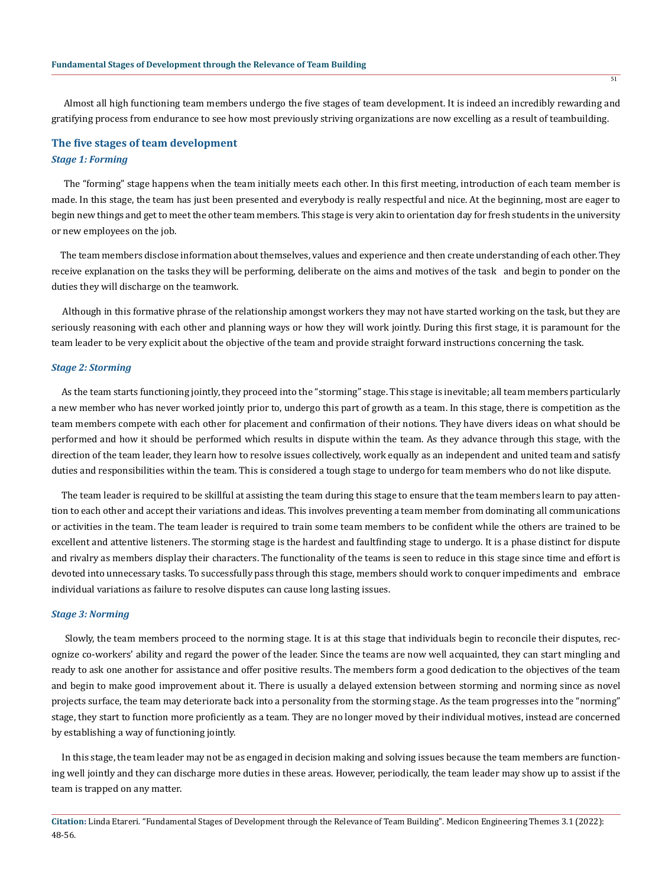Almost all high functioning team members undergo the five stages of team development. It is indeed an incredibly rewarding and gratifying process from endurance to see how most previously striving organizations are now excelling as a result of teambuilding.

## The five stages of team development

### *Stage 1: Forming*

The "forming" stage happens when the team initially meets each other. In this first meeting, introduction of each team member is made. In this stage, the team has just been presented and everybody is really respectful and nice. At the beginning, most are eager to begin new things and get to meet the other team members. This stage is very akin to orientation day for fresh students in the university or new employees on the job.

The team members disclose information about themselves, values and experience and then create understanding of each other. They receive explanation on the tasks they will be performing, deliberate on the aims and motives of the task and begin to ponder on the duties they will discharge on the teamwork.

Although in this formative phrase of the relationship amongst workers they may not have started working on the task, but they are seriously reasoning with each other and planning ways or how they will work jointly. During this first stage, it is paramount for the team leader to be very explicit about the objective of the team and provide straight forward instructions concerning the task.

### *Stage 2: Storming*

As the team starts functioning jointly, they proceed into the "storming" stage. This stage is inevitable; all team members particularly a new member who has never worked jointly prior to, undergo this part of growth as a team. In this stage, there is competition as the team members compete with each other for placement and confirmation of their notions. They have divers ideas on what should be performed and how it should be performed which results in dispute within the team. As they advance through this stage, with the direction of the team leader, they learn how to resolve issues collectively, work equally as an independent and united team and satisfy duties and responsibilities within the team. This is considered a tough stage to undergo for team members who do not like dispute.

The team leader is required to be skillful at assisting the team during this stage to ensure that the team members learn to pay attention to each other and accept their variations and ideas. This involves preventing a team member from dominating all communications or activities in the team. The team leader is required to train some team members to be confident while the others are trained to be excellent and attentive listeners. The storming stage is the hardest and faultfinding stage to undergo. It is a phase distinct for dispute and rivalry as members display their characters. The functionality of the teams is seen to reduce in this stage since time and effort is devoted into unnecessary tasks. To successfully pass through this stage, members should work to conquer impediments and embrace individual variations as failure to resolve disputes can cause long lasting issues.

### *Stage 3: Norming*

Slowly, the team members proceed to the norming stage. It is at this stage that individuals begin to reconcile their disputes, recognize co-workers' ability and regard the power of the leader. Since the teams are now well acquainted, they can start mingling and ready to ask one another for assistance and offer positive results. The members form a good dedication to the objectives of the team and begin to make good improvement about it. There is usually a delayed extension between storming and norming since as novel projects surface, the team may deteriorate back into a personality from the storming stage. As the team progresses into the "norming" stage, they start to function more proficiently as a team. They are no longer moved by their individual motives, instead are concerned by establishing a way of functioning jointly.

In this stage, the team leader may not be as engaged in decision making and solving issues because the team members are functioning well jointly and they can discharge more duties in these areas. However, periodically, the team leader may show up to assist if the team is trapped on any matter.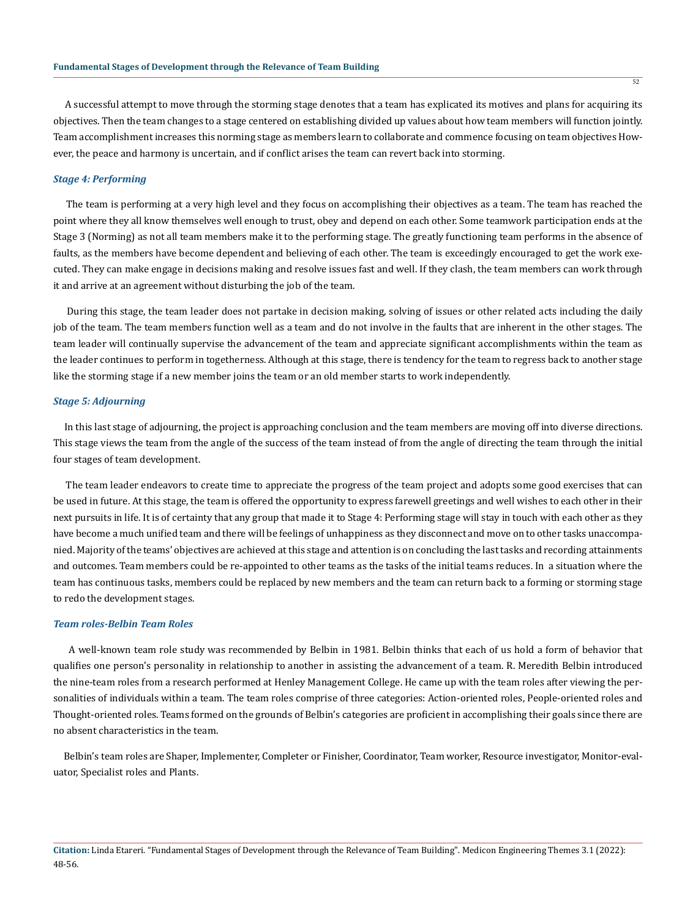A successful attempt to move through the storming stage denotes that a team has explicated its motives and plans for acquiring its objectives. Then the team changes to a stage centered on establishing divided up values about how team members will function jointly. Team accomplishment increases this norming stage as members learn to collaborate and commence focusing on team objectives However, the peace and harmony is uncertain, and if conflict arises the team can revert back into storming.

### *Stage 4: Performing*

The team is performing at a very high level and they focus on accomplishing their objectives as a team. The team has reached the point where they all know themselves well enough to trust, obey and depend on each other. Some teamwork participation ends at the Stage 3 (Norming) as not all team members make it to the performing stage. The greatly functioning team performs in the absence of faults, as the members have become dependent and believing of each other. The team is exceedingly encouraged to get the work executed. They can make engage in decisions making and resolve issues fast and well. If they clash, the team members can work through it and arrive at an agreement without disturbing the job of the team.

During this stage, the team leader does not partake in decision making, solving of issues or other related acts including the daily job of the team. The team members function well as a team and do not involve in the faults that are inherent in the other stages. The team leader will continually supervise the advancement of the team and appreciate significant accomplishments within the team as the leader continues to perform in togetherness. Although at this stage, there is tendency for the team to regress back to another stage like the storming stage if a new member joins the team or an old member starts to work independently.

### *Stage 5: Adjourning*

In this last stage of adjourning, the project is approaching conclusion and the team members are moving off into diverse directions. This stage views the team from the angle of the success of the team instead of from the angle of directing the team through the initial four stages of team development.

The team leader endeavors to create time to appreciate the progress of the team project and adopts some good exercises that can be used in future. At this stage, the team is offered the opportunity to express farewell greetings and well wishes to each other in their next pursuits in life. It is of certainty that any group that made it to Stage 4: Performing stage will stay in touch with each other as they have become a much unified team and there will be feelings of unhappiness as they disconnect and move on to other tasks unaccompanied. Majority of the teams' objectives are achieved at this stage and attention is on concluding the last tasks and recording attainments and outcomes. Team members could be re-appointed to other teams as the tasks of the initial teams reduces. In a situation where the team has continuous tasks, members could be replaced by new members and the team can return back to a forming or storming stage to redo the development stages.

### *Team roles-Belbin Team Roles*

A well-known team role study was recommended by Belbin in 1981. Belbin thinks that each of us hold a form of behavior that qualifies one person's personality in relationship to another in assisting the advancement of a team. R. Meredith Belbin introduced the nine-team roles from a research performed at Henley Management College. He came up with the team roles after viewing the personalities of individuals within a team. The team roles comprise of three categories: Action-oriented roles, People-oriented roles and Thought-oriented roles. Teams formed on the grounds of Belbin's categories are proficient in accomplishing their goals since there are no absent characteristics in the team.

Belbin's team roles are Shaper, Implementer, Completer or Finisher, Coordinator, Team worker, Resource investigator, Monitor-evaluator, Specialist roles and Plants.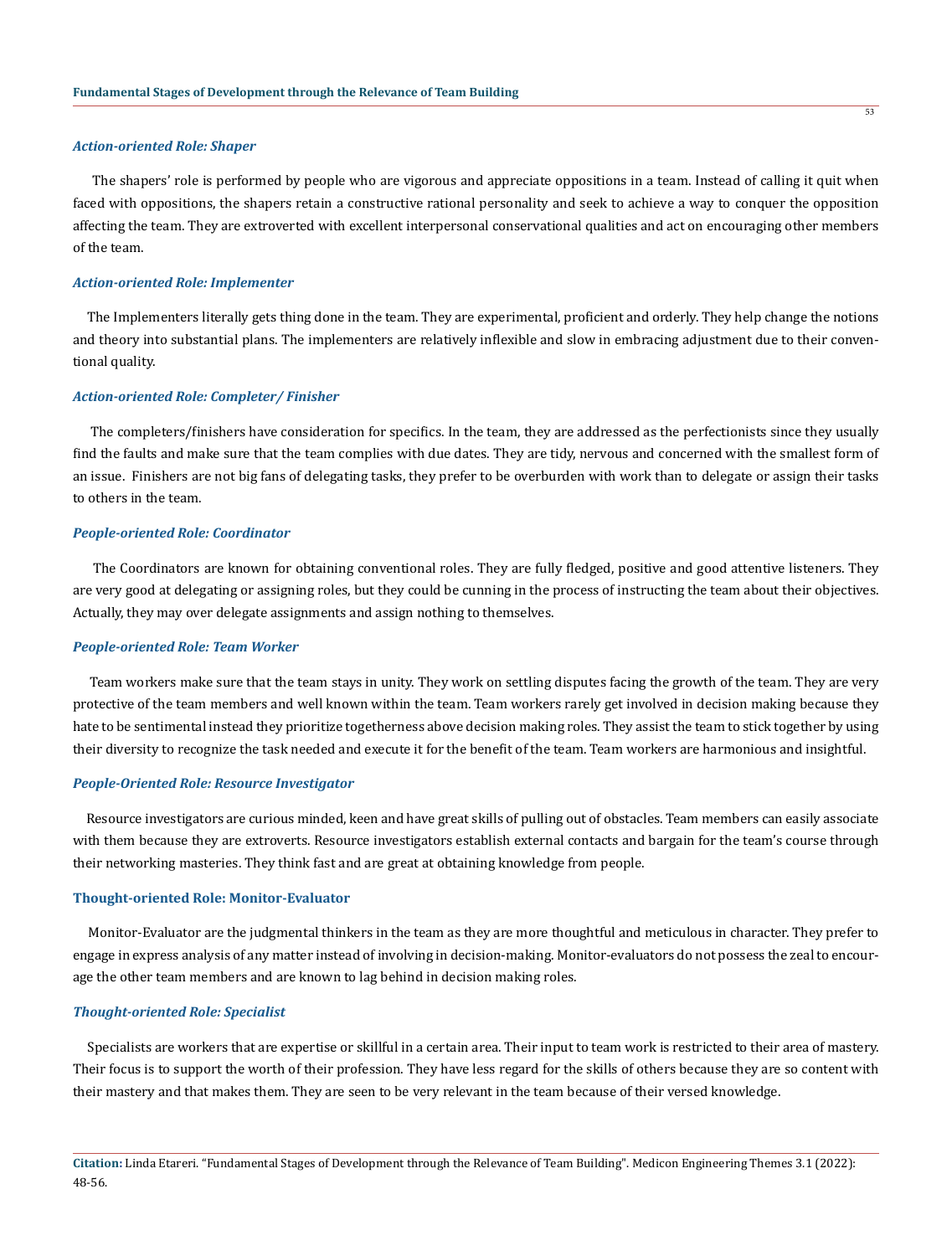### *Action-oriented Role: Shaper*

The shapers' role is performed by people who are vigorous and appreciate oppositions in a team. Instead of calling it quit when faced with oppositions, the shapers retain a constructive rational personality and seek to achieve a way to conquer the opposition affecting the team. They are extroverted with excellent interpersonal conservational qualities and act on encouraging other members of the team.

### *Action-oriented Role: Implementer*

The Implementers literally gets thing done in the team. They are experimental, proficient and orderly. They help change the notions and theory into substantial plans. The implementers are relatively inflexible and slow in embracing adjustment due to their conventional quality.

### *Action-oriented Role: Completer/ Finisher*

The completers/finishers have consideration for specifics. In the team, they are addressed as the perfectionists since they usually find the faults and make sure that the team complies with due dates. They are tidy, nervous and concerned with the smallest form of an issue. Finishers are not big fans of delegating tasks, they prefer to be overburden with work than to delegate or assign their tasks to others in the team.

### *People-oriented Role: Coordinator*

The Coordinators are known for obtaining conventional roles. They are fully fledged, positive and good attentive listeners. They are very good at delegating or assigning roles, but they could be cunning in the process of instructing the team about their objectives. Actually, they may over delegate assignments and assign nothing to themselves.

### *People-oriented Role: Team Worker*

Team workers make sure that the team stays in unity. They work on settling disputes facing the growth of the team. They are very protective of the team members and well known within the team. Team workers rarely get involved in decision making because they hate to be sentimental instead they prioritize togetherness above decision making roles. They assist the team to stick together by using their diversity to recognize the task needed and execute it for the benefit of the team. Team workers are harmonious and insightful.

### *People-Oriented Role: Resource Investigator*

Resource investigators are curious minded, keen and have great skills of pulling out of obstacles. Team members can easily associate with them because they are extroverts. Resource investigators establish external contacts and bargain for the team's course through their networking masteries. They think fast and are great at obtaining knowledge from people.

### Thought-oriented Role: Monitor-Evaluator

Monitor-Evaluator are the judgmental thinkers in the team as they are more thoughtful and meticulous in character. They prefer to engage in express analysis of any matter instead of involving in decision-making. Monitor-evaluators do not possess the zeal to encourage the other team members and are known to lag behind in decision making roles.

### *Thought-oriented Role: Specialist*

Specialists are workers that are expertise or skillful in a certain area. Their input to team work is restricted to their area of mastery. Their focus is to support the worth of their profession. They have less regard for the skills of others because they are so content with their mastery and that makes them. They are seen to be very relevant in the team because of their versed knowledge.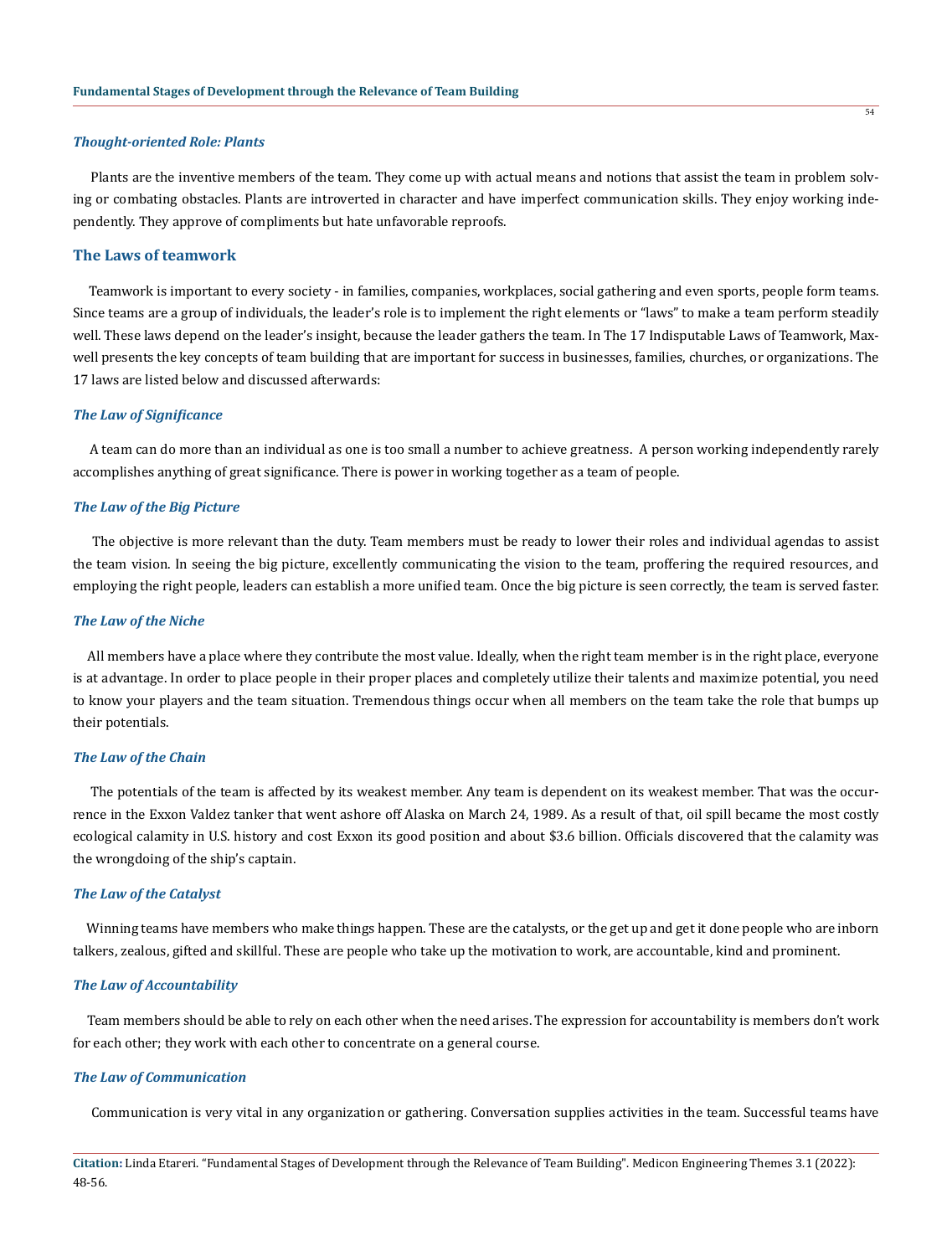### *Thought-oriented Role: Plants*

Plants are the inventive members of the team. They come up with actual means and notions that assist the team in problem solving or combating obstacles. Plants are introverted in character and have imperfect communication skills. They enjoy working independently. They approve of compliments but hate unfavorable reproofs.

## The Laws of teamwork

Teamwork is important to every society - in families, companies, workplaces, social gathering and even sports, people form teams. Since teams are a group of individuals, the leader's role is to implement the right elements or "laws" to make a team perform steadily well. These laws depend on the leader's insight, because the leader gathers the team. In The 17 Indisputable Laws of Teamwork, Maxwell presents the key concepts of team building that are important for success in businesses, families, churches, or organizations. The 17 laws are listed below and discussed afterwards:

### *The Law of Significance*

A team can do more than an individual as one is too small a number to achieve greatness. A person working independently rarely accomplishes anything of great significance. There is power in working together as a team of people.

### *The Law of the Big Picture*

The objective is more relevant than the duty. Team members must be ready to lower their roles and individual agendas to assist the team vision. In seeing the big picture, excellently communicating the vision to the team, proffering the required resources, and employing the right people, leaders can establish a more unified team. Once the big picture is seen correctly, the team is served faster.

### *The Law of the Niche*

All members have a place where they contribute the most value. Ideally, when the right team member is in the right place, everyone is at advantage. In order to place people in their proper places and completely utilize their talents and maximize potential, you need to know your players and the team situation. Tremendous things occur when all members on the team take the role that bumps up their potentials.

### *The Law of the Chain*

The potentials of the team is affected by its weakest member. Any team is dependent on its weakest member. That was the occurrence in the Exxon Valdez tanker that went ashore off Alaska on March 24, 1989. As a result of that, oil spill became the most costly ecological calamity in U.S. history and cost Exxon its good position and about $3.6 billion. Officials discovered that the calamity was the wrongdoing of the ship's captain.

### *The Law of the Catalyst*

Winning teams have members who make things happen. These are the catalysts, or the get up and get it done people who are inborn talkers, zealous, gifted and skillful. These are people who take up the motivation to work, are accountable, kind and prominent.

### *The Law of Accountability*

Team members should be able to rely on each other when the need arises. The expression for accountability is members don't work for each other; they work with each other to concentrate on a general course.

### *The Law of Communication*

Communication is very vital in any organization or gathering. Conversation supplies activities in the team. Successful teams have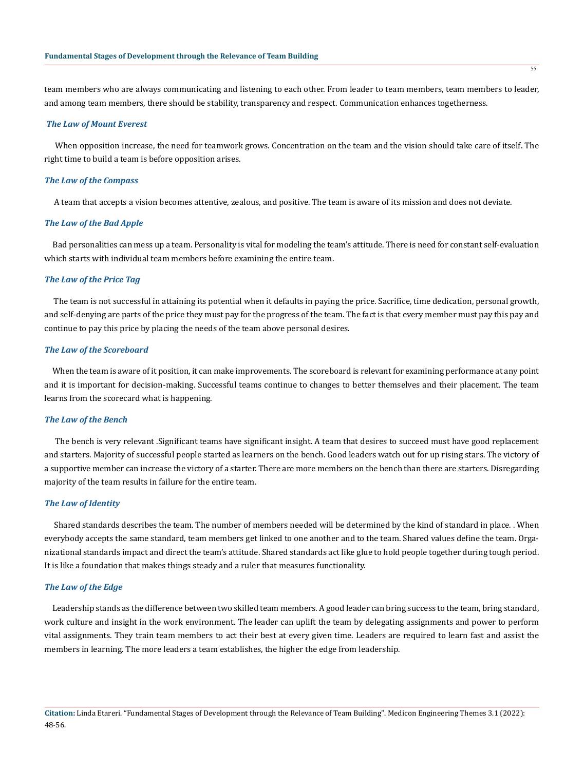team members who are always communicating and listening to each other. From leader to team members, team members to leader, and among team members, there should be stability, transparency and respect. Communication enhances togetherness.

### *The Law of Mount Everest*

When opposition increase, the need for teamwork grows. Concentration on the team and the vision should take care of itself. The right time to build a team is before opposition arises.

### *The Law of the Compass*

A team that accepts a vision becomes attentive, zealous, and positive. The team is aware of its mission and does not deviate.

### *The Law of the Bad Apple*

Bad personalities can mess up a team. Personality is vital for modeling the team's attitude. There is need for constant self-evaluation which starts with individual team members before examining the entire team.

### *The Law of the Price Tag*

The team is not successful in attaining its potential when it defaults in paying the price. Sacrifice, time dedication, personal growth, and self-denying are parts of the price they must pay for the progress of the team. The fact is that every member must pay this pay and continue to pay this price by placing the needs of the team above personal desires.

### *The Law of the Scoreboard*

When the team is aware of it position, it can make improvements. The scoreboard is relevant for examining performance at any point and it is important for decision-making. Successful teams continue to changes to better themselves and their placement. The team learns from the scorecard what is happening.

### *The Law of the Bench*

The bench is very relevant .Significant teams have significant insight. A team that desires to succeed must have good replacement and starters. Majority of successful people started as learners on the bench. Good leaders watch out for up rising stars. The victory of a supportive member can increase the victory of a starter. There are more members on the bench than there are starters. Disregarding majority of the team results in failure for the entire team.

### *The Law of Identity*

Shared standards describes the team. The number of members needed will be determined by the kind of standard in place. . When everybody accepts the same standard, team members get linked to one another and to the team. Shared values define the team. Organizational standards impact and direct the team's attitude. Shared standards act like glue to hold people together during tough period. It is like a foundation that makes things steady and a ruler that measures functionality.

### *The Law of the Edge*

Leadership stands as the difference between two skilled team members. A good leader can bring success to the team, bring standard, work culture and insight in the work environment. The leader can uplift the team by delegating assignments and power to perform vital assignments. They train team members to act their best at every given time. Leaders are required to learn fast and assist the members in learning. The more leaders a team establishes, the higher the edge from leadership.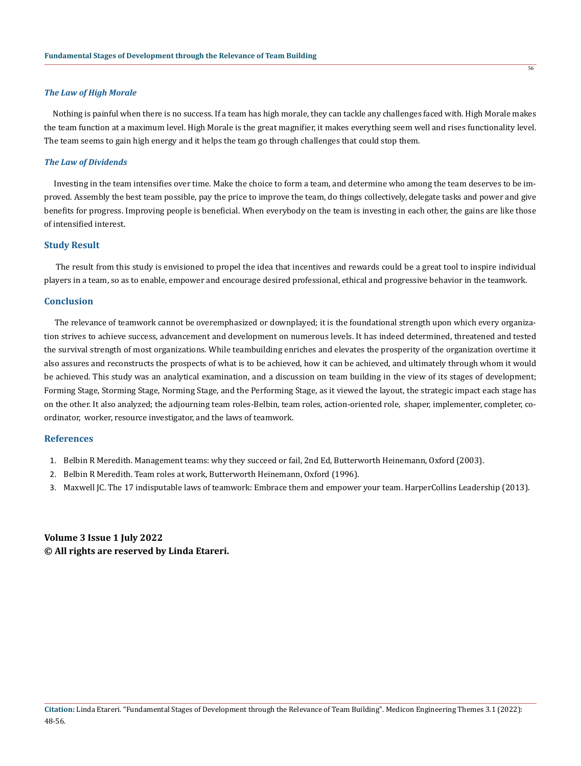### *The Law of High Morale*

Nothing is painful when there is no success. If a team has high morale, they can tackle any challenges faced with. High Morale makes the team function at a maximum level. High Morale is the great magnifier, it makes everything seem well and rises functionality level. The team seems to gain high energy and it helps the team go through challenges that could stop them.

### *The Law of Dividends*

Investing in the team intensifies over time. Make the choice to form a team, and determine who among the team deserves to be improved. Assembly the best team possible, pay the price to improve the team, do things collectively, delegate tasks and power and give benefits for progress. Improving people is beneficial. When everybody on the team is investing in each other, the gains are like those of intensified interest.

## Study Result

The result from this study is envisioned to propel the idea that incentives and rewards could be a great tool to inspire individual players in a team, so as to enable, empower and encourage desired professional, ethical and progressive behavior in the teamwork.

## Conclusion

The relevance of teamwork cannot be overemphasized or downplayed; it is the foundational strength upon which every organization strives to achieve success, advancement and development on numerous levels. It has indeed determined, threatened and tested the survival strength of most organizations. While teambuilding enriches and elevates the prosperity of the organization overtime it also assures and reconstructs the prospects of what is to be achieved, how it can be achieved, and ultimately through whom it would be achieved. This study was an analytical examination, and a discussion on team building in the view of its stages of development; Forming Stage, Storming Stage, Norming Stage, and the Performing Stage, as it viewed the layout, the strategic impact each stage has on the other. It also analyzed; the adjourning team roles-Belbin, team roles, action-oriented role, shaper, implementer, completer, co-ordinator, worker, resource investigator, and the laws of teamwork.

## References

1. Belbin R Meredith. Management teams: why they succeed or fail, 2nd Ed, Butterworth Heinemann, Oxford (2003).
2. Belbin R Meredith. Team roles at work, Butterworth Heinemann, Oxford (1996).
3. Maxwell JC. The 17 indisputable laws of teamwork: Embrace them and empower your team. HarperCollins Leadership (2013).

**© All rights are reserved by Linda Etareri.**